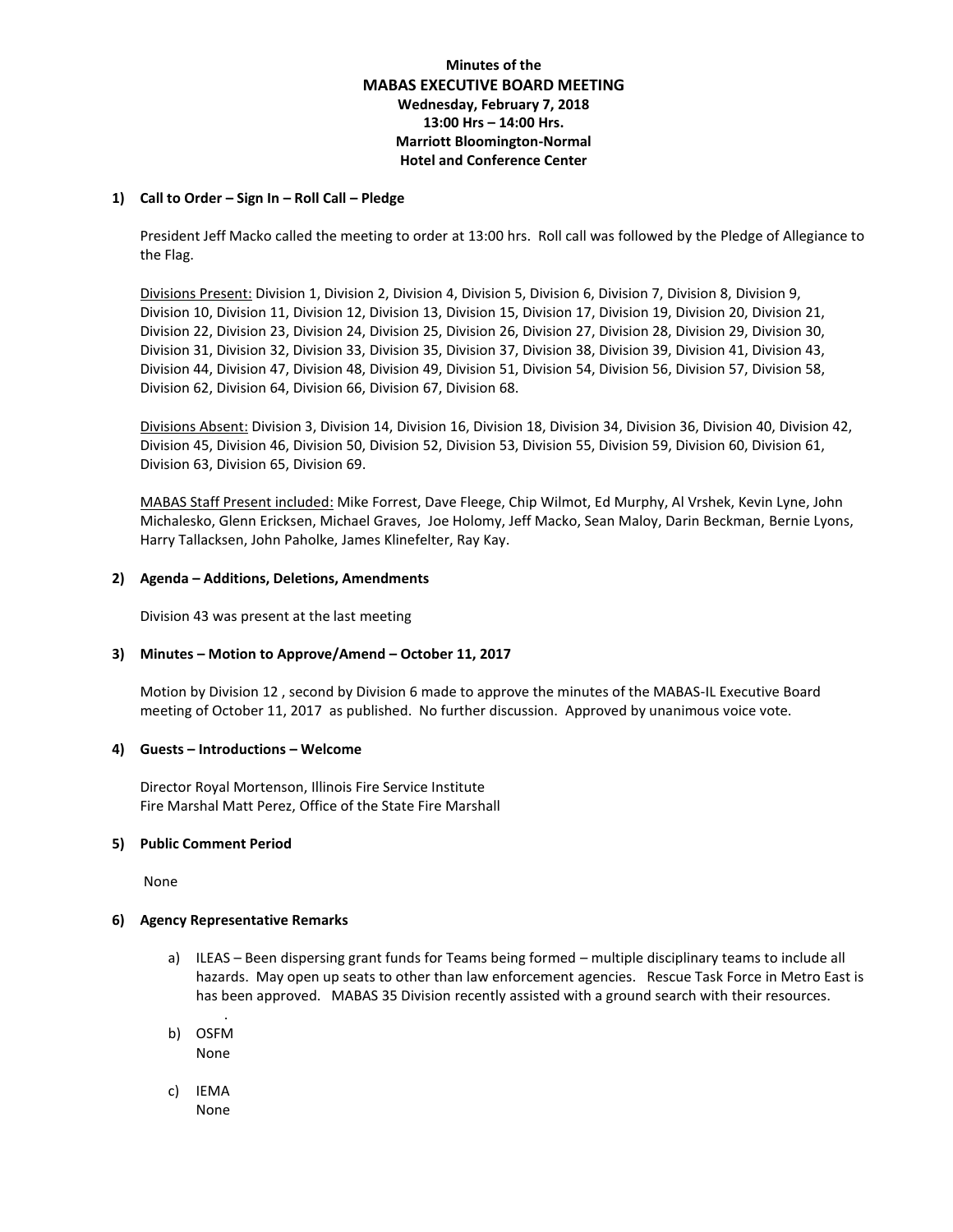**Minutes of the**
**MABAS EXECUTIVE BOARD MEETING**
**Wednesday, February 7, 2018**
**13:00 Hrs – 14:00 Hrs.**
**Marriott Bloomington-Normal**
**Hotel and Conference Center**

## 1) Call to Order – Sign In – Roll Call – Pledge

President Jeff Macko called the meeting to order at 13:00 hrs. Roll call was followed by the Pledge of Allegiance to the Flag.

Divisions Present: Division 1, Division 2, Division 4, Division 5, Division 6, Division 7, Division 8, Division 9, Division 10, Division 11, Division 12, Division 13, Division 15, Division 17, Division 19, Division 20, Division 21, Division 22, Division 23, Division 24, Division 25, Division 26, Division 27, Division 28, Division 29, Division 30, Division 31, Division 32, Division 33, Division 35, Division 37, Division 38, Division 39, Division 41, Division 43, Division 44, Division 47, Division 48, Division 49, Division 51, Division 54, Division 56, Division 57, Division 58, Division 62, Division 64, Division 66, Division 67, Division 68.

Divisions Absent: Division 3, Division 14, Division 16, Division 18, Division 34, Division 36, Division 40, Division 42, Division 45, Division 46, Division 50, Division 52, Division 53, Division 55, Division 59, Division 60, Division 61, Division 63, Division 65, Division 69.

MABAS Staff Present included: Mike Forrest, Dave Fleege, Chip Wilmot, Ed Murphy, Al Vrshek, Kevin Lyne, John Michalesko, Glenn Ericksen, Michael Graves, Joe Holomy, Jeff Macko, Sean Maloy, Darin Beckman, Bernie Lyons, Harry Tallacksen, John Paholke, James Klinefelter, Ray Kay.

## 2) Agenda – Additions, Deletions, Amendments

Division 43 was present at the last meeting

## 3) Minutes – Motion to Approve/Amend – October 11, 2017

Motion by Division 12 , second by Division 6 made to approve the minutes of the MABAS-IL Executive Board meeting of October 11, 2017 as published. No further discussion. Approved by unanimous voice vote.

## 4) Guests – Introductions – Welcome

Director Royal Mortenson, Illinois Fire Service Institute
Fire Marshal Matt Perez, Office of the State Fire Marshall

## 5) Public Comment Period

None

## 6) Agency Representative Remarks

a) ILEAS – Been dispersing grant funds for Teams being formed – multiple disciplinary teams to include all hazards. May open up seats to other than law enforcement agencies. Rescue Task Force in Metro East is has been approved. MABAS 35 Division recently assisted with a ground search with their resources.

b) OSFM
None

c) IEMA
None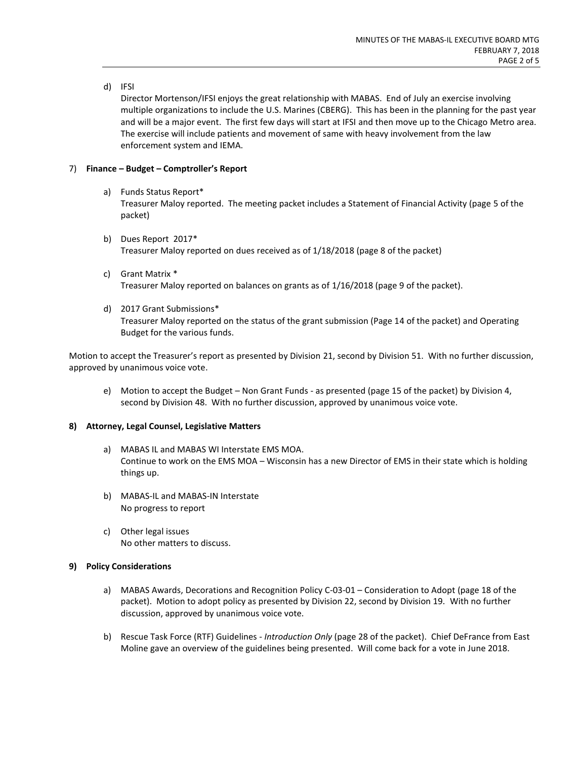d) IFSI

Director Mortenson/IFSI enjoys the great relationship with MABAS. End of July an exercise involving multiple organizations to include the U.S. Marines (CBERG). This has been in the planning for the past year and will be a major event. The first few days will start at IFSI and then move up to the Chicago Metro area. The exercise will include patients and movement of same with heavy involvement from the law enforcement system and IEMA.

7) **Finance – Budget – Comptroller's Report**

a) Funds Status Report*

Treasurer Maloy reported. The meeting packet includes a Statement of Financial Activity (page 5 of the packet)

b) Dues Report 2017*

Treasurer Maloy reported on dues received as of 1/18/2018 (page 8 of the packet)

c) Grant Matrix *

Treasurer Maloy reported on balances on grants as of 1/16/2018 (page 9 of the packet).

d) 2017 Grant Submissions*

Treasurer Maloy reported on the status of the grant submission (Page 14 of the packet) and Operating Budget for the various funds.

Motion to accept the Treasurer's report as presented by Division 21, second by Division 51. With no further discussion, approved by unanimous voice vote.

e) Motion to accept the Budget – Non Grant Funds - as presented (page 15 of the packet) by Division 4, second by Division 48. With no further discussion, approved by unanimous voice vote.

**8) Attorney, Legal Counsel, Legislative Matters**

a) MABAS IL and MABAS WI Interstate EMS MOA.

Continue to work on the EMS MOA – Wisconsin has a new Director of EMS in their state which is holding things up.

b) MABAS-IL and MABAS-IN Interstate

No progress to report

c) Other legal issues

No other matters to discuss.

**9) Policy Considerations**

a) MABAS Awards, Decorations and Recognition Policy C-03-01 – Consideration to Adopt (page 18 of the packet). Motion to adopt policy as presented by Division 22, second by Division 19. With no further discussion, approved by unanimous voice vote.

b) Rescue Task Force (RTF) Guidelines - *Introduction Only* (page 28 of the packet). Chief DeFrance from East Moline gave an overview of the guidelines being presented. Will come back for a vote in June 2018.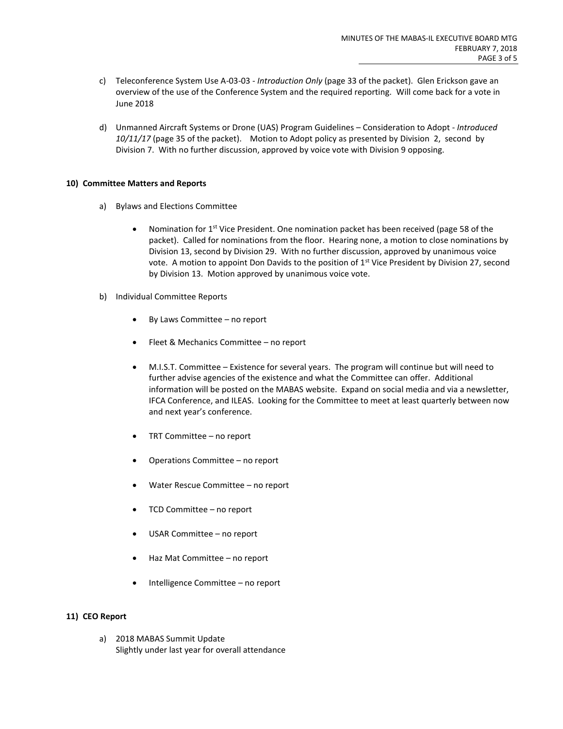c) Teleconference System Use A-03-03 - *Introduction Only* (page 33 of the packet). Glen Erickson gave an overview of the use of the Conference System and the required reporting. Will come back for a vote in June 2018

d) Unmanned Aircraft Systems or Drone (UAS) Program Guidelines – Consideration to Adopt - *Introduced 10/11/17* (page 35 of the packet). Motion to Adopt policy as presented by Division 2, second by Division 7. With no further discussion, approved by voice vote with Division 9 opposing.

**10) Committee Matters and Reports**

a) Bylaws and Elections Committee

- Nomination for 1st Vice President. One nomination packet has been received (page 58 of the packet). Called for nominations from the floor. Hearing none, a motion to close nominations by Division 13, second by Division 29. With no further discussion, approved by unanimous voice vote. A motion to appoint Don Davids to the position of 1st Vice President by Division 27, second by Division 13. Motion approved by unanimous voice vote.

b) Individual Committee Reports

- By Laws Committee – no report
- Fleet & Mechanics Committee – no report
- M.I.S.T. Committee – Existence for several years. The program will continue but will need to further advise agencies of the existence and what the Committee can offer. Additional information will be posted on the MABAS website. Expand on social media and via a newsletter, IFCA Conference, and ILEAS. Looking for the Committee to meet at least quarterly between now and next year's conference.
- TRT Committee – no report
- Operations Committee – no report
- Water Rescue Committee – no report
- TCD Committee – no report
- USAR Committee – no report
- Haz Mat Committee – no report
- Intelligence Committee – no report

**11) CEO Report**

a) 2018 MABAS Summit Update
Slightly under last year for overall attendance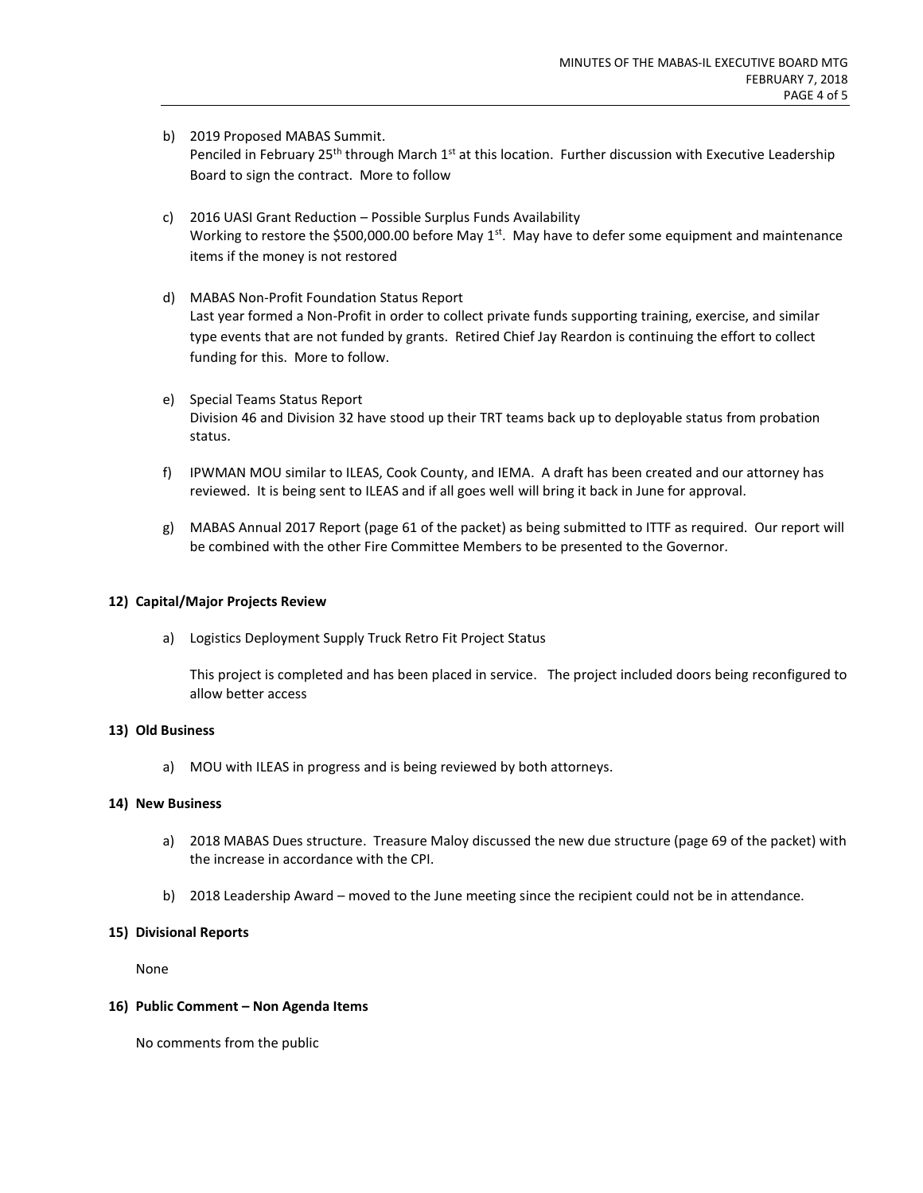b) 2019 Proposed MABAS Summit.
   Penciled in February 25th through March 1st at this location. Further discussion with Executive Leadership Board to sign the contract. More to follow

c) 2016 UASI Grant Reduction – Possible Surplus Funds Availability
   Working to restore the $500,000.00 before May 1st. May have to defer some equipment and maintenance items if the money is not restored

d) MABAS Non-Profit Foundation Status Report
   Last year formed a Non-Profit in order to collect private funds supporting training, exercise, and similar type events that are not funded by grants. Retired Chief Jay Reardon is continuing the effort to collect funding for this. More to follow.

e) Special Teams Status Report
   Division 46 and Division 32 have stood up their TRT teams back up to deployable status from probation status.

f) IPWMAN MOU similar to ILEAS, Cook County, and IEMA. A draft has been created and our attorney has reviewed. It is being sent to ILEAS and if all goes well will bring it back in June for approval.

g) MABAS Annual 2017 Report (page 61 of the packet) as being submitted to ITTF as required. Our report will be combined with the other Fire Committee Members to be presented to the Governor.

**12) Capital/Major Projects Review**

a) Logistics Deployment Supply Truck Retro Fit Project Status

   This project is completed and has been placed in service. The project included doors being reconfigured to allow better access

**13) Old Business**

a) MOU with ILEAS in progress and is being reviewed by both attorneys.

**14) New Business**

a) 2018 MABAS Dues structure. Treasure Maloy discussed the new due structure (page 69 of the packet) with the increase in accordance with the CPI.

b) 2018 Leadership Award – moved to the June meeting since the recipient could not be in attendance.

**15) Divisional Reports**

None

**16) Public Comment – Non Agenda Items**

No comments from the public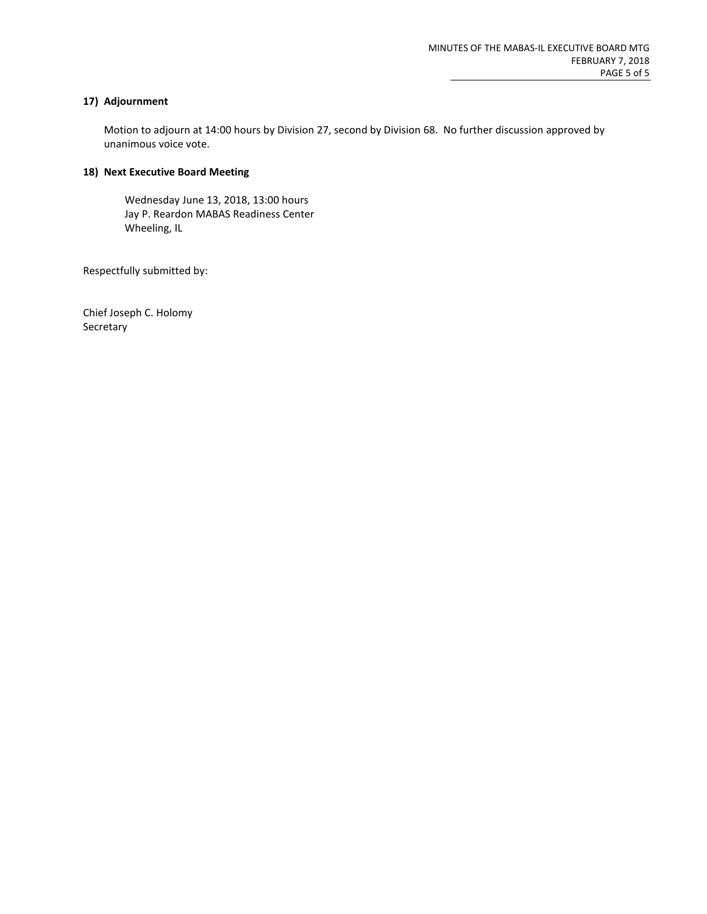**17) Adjournment**

Motion to adjourn at 14:00 hours by Division 27, second by Division 68. No further discussion approved by unanimous voice vote.

**18) Next Executive Board Meeting**

Wednesday June 13, 2018, 13:00 hours
Jay P. Reardon MABAS Readiness Center
Wheeling, IL

Respectfully submitted by:

Chief Joseph C. Holomy
Secretary